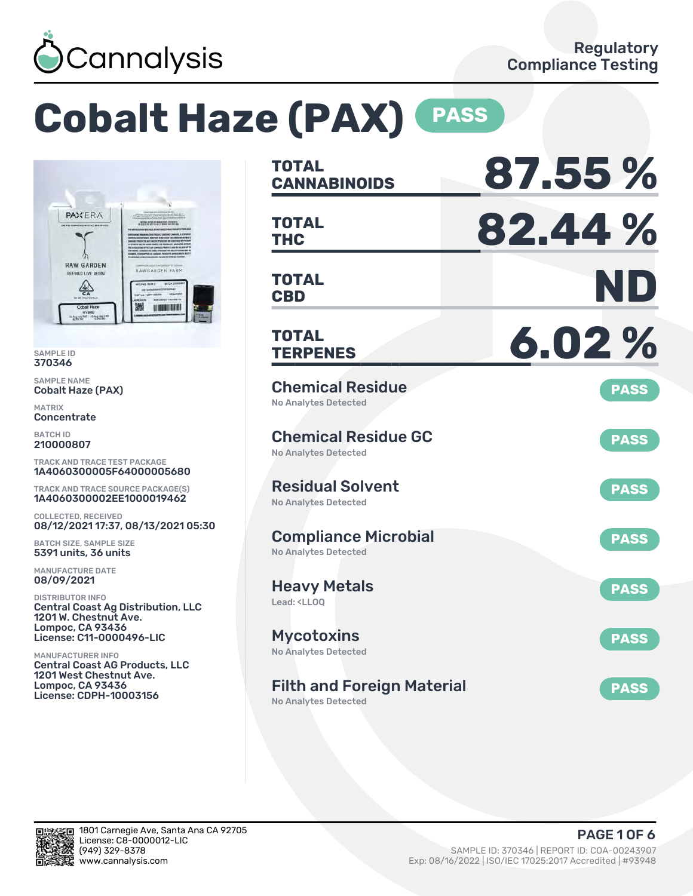Cannalysis

Regulatory Compliance Testing

# Cobalt Haze (PAX) PASS

SAMPLE ID
370346

SAMPLE NAME
Cobalt Haze (PAX)

MATRIX
Concentrate

BATCH ID
210000807

TRACK AND TRACE TEST PACKAGE
1A4060300005F64000005680

TRACK AND TRACE SOURCE PACKAGE(S)
1A4060300002EE1000019462

COLLECTED, RECEIVED
08/12/2021 17:37, 08/13/2021 05:30

BATCH SIZE, SAMPLE SIZE
5391 units, 36 units

MANUFACTURE DATE
08/09/2021

DISTRIBUTOR INFO
Central Coast Ag Distribution, LLC
1201 W. Chestnut Ave.
Lompoc, CA 93436
License: C11-0000496-LIC

MANUFACTURER INFO
Central Coast AG Products, LLC
1201 West Chestnut Ave.
Lompoc, CA 93436
License: CDPH-10003156

| | |
|---|---|
| **TOTAL CANNABINOIDS** | **87.55 %** |
| **TOTAL THC** | **82.44 %** |
| **TOTAL CBD** | **ND** |
| **TOTAL TERPENES** | **6.02 %** |

| Test | Result | Status |
|---|---|---|
| Chemical Residue | No Analytes Detected | PASS |
| Chemical Residue GC | No Analytes Detected | PASS |
| Residual Solvent | No Analytes Detected | PASS |
| Compliance Microbial | No Analytes Detected | PASS |
| Heavy Metals | Lead: <LLOQ | PASS |
| Mycotoxins | No Analytes Detected | PASS |
| Filth and Foreign Material | No Analytes Detected | PASS |

1801 Carnegie Ave, Santa Ana CA 92705
License: C8-0000012-LIC
(949) 329-8378
www.cannalysis.com

SAMPLE ID: 370346 | REPORT ID: COA-00243907
Exp: 08/16/2022 | ISO/IEC 17025:2017 Accredited | #93948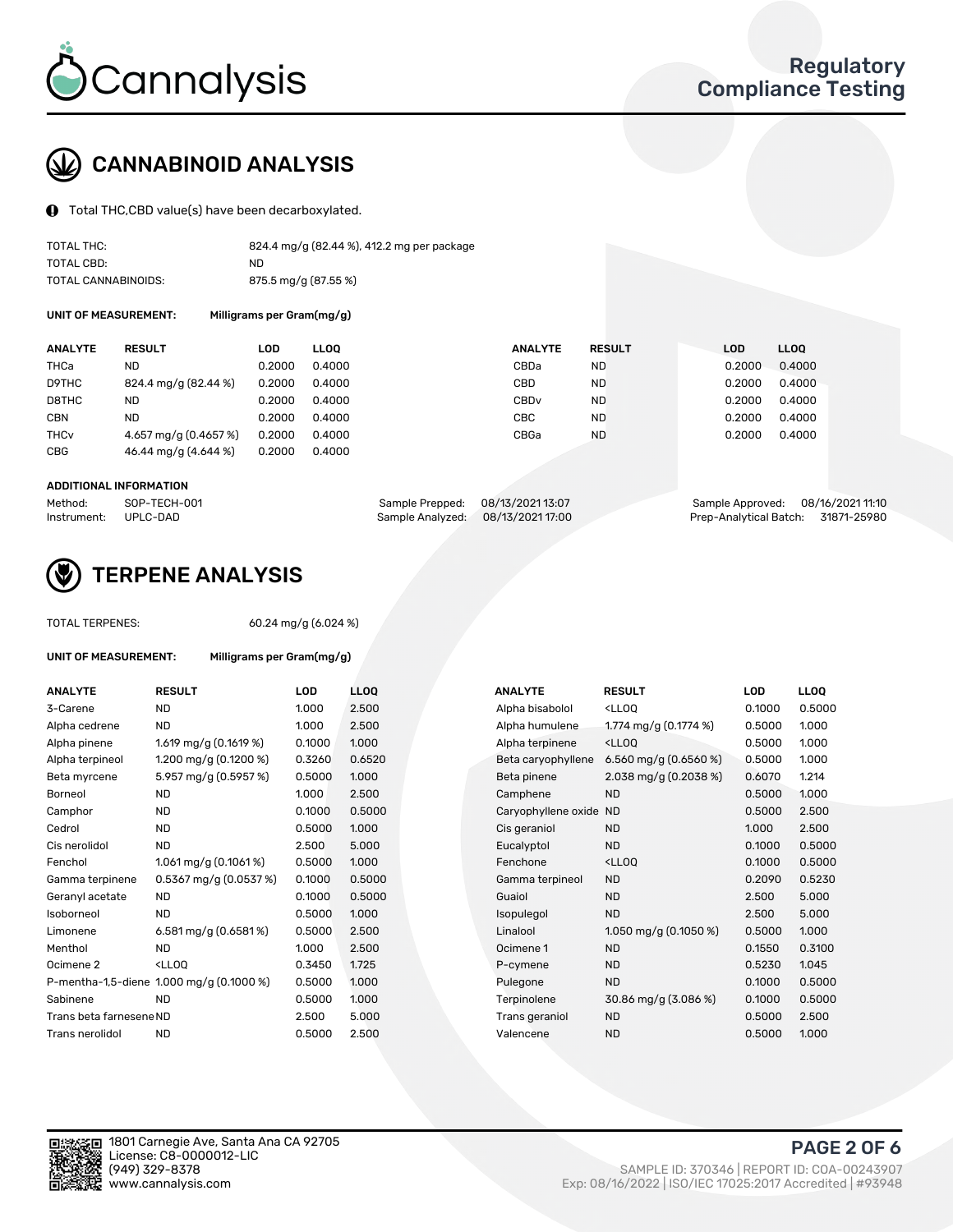Cannalysis

Regulatory Compliance Testing

## CANNABINOID ANALYSIS

Total THC,CBD value(s) have been decarboxylated.

| | |
|---|---|
| TOTAL THC: | 824.4 mg/g (82.44 %), 412.2 mg per package |
| TOTAL CBD: | ND |
| TOTAL CANNABINOIDS: | 875.5 mg/g (87.55 %) |

**UNIT OF MEASUREMENT:** Milligrams per Gram(mg/g)

| ANALYTE | RESULT | LOD | LLOQ | ANALYTE | RESULT | LOD | LLOQ |
|---|---|---|---|---|---|---|---|
| THCa | ND | 0.2000 | 0.4000 | CBDa | ND | 0.2000 | 0.4000 |
| D9THC | 824.4 mg/g (82.44 %) | 0.2000 | 0.4000 | CBD | ND | 0.2000 | 0.4000 |
| D8THC | ND | 0.2000 | 0.4000 | CBDv | ND | 0.2000 | 0.4000 |
| CBN | ND | 0.2000 | 0.4000 | CBC | ND | 0.2000 | 0.4000 |
| THCv | 4.657 mg/g (0.4657 %) | 0.2000 | 0.4000 | CBGa | ND | 0.2000 | 0.4000 |
| CBG | 46.44 mg/g (4.644 %) | 0.2000 | 0.4000 | | | | |

**ADDITIONAL INFORMATION**

| | | | | | |
|---|---|---|---|---|---|
| Method: | SOP-TECH-001 | Sample Prepped: | 08/13/2021 13:07 | Sample Approved: | 08/16/2021 11:10 |
| Instrument: | UPLC-DAD | Sample Analyzed: | 08/13/2021 17:00 | Prep-Analytical Batch: | 31871-25980 |

## TERPENE ANALYSIS

TOTAL TERPENES: 60.24 mg/g (6.024 %)

**UNIT OF MEASUREMENT:** Milligrams per Gram(mg/g)

| ANALYTE | RESULT | LOD | LLOQ | ANALYTE | RESULT | LOD | LLOQ |
|---|---|---|---|---|---|---|---|
| 3-Carene | ND | 1.000 | 2.500 | Alpha bisabolol | <LLOQ | 0.1000 | 0.5000 |
| Alpha cedrene | ND | 1.000 | 2.500 | Alpha humulene | 1.774 mg/g (0.1774 %) | 0.5000 | 1.000 |
| Alpha pinene | 1.619 mg/g (0.1619 %) | 0.1000 | 1.000 | Alpha terpinene | <LLOQ | 0.5000 | 1.000 |
| Alpha terpineol | 1.200 mg/g (0.1200 %) | 0.3260 | 0.6520 | Beta caryophyllene | 6.560 mg/g (0.6560 %) | 0.5000 | 1.000 |
| Beta myrcene | 5.957 mg/g (0.5957 %) | 0.5000 | 1.000 | Beta pinene | 2.038 mg/g (0.2038 %) | 0.6070 | 1.214 |
| Borneol | ND | 1.000 | 2.500 | Camphene | ND | 0.5000 | 1.000 |
| Camphor | ND | 0.1000 | 0.5000 | Caryophyllene oxide | ND | 0.5000 | 2.500 |
| Cedrol | ND | 0.5000 | 1.000 | Cis geraniol | ND | 1.000 | 2.500 |
| Cis nerolidol | ND | 2.500 | 5.000 | Eucalyptol | ND | 0.1000 | 0.5000 |
| Fenchol | 1.061 mg/g (0.1061 %) | 0.5000 | 1.000 | Fenchone | <LLOQ | 0.1000 | 0.5000 |
| Gamma terpinene | 0.5367 mg/g (0.0537 %) | 0.1000 | 0.5000 | Gamma terpineol | ND | 0.2090 | 0.5230 |
| Geranyl acetate | ND | 0.1000 | 0.5000 | Guaiol | ND | 2.500 | 5.000 |
| Isoborneol | ND | 0.5000 | 1.000 | Isopulegol | ND | 2.500 | 5.000 |
| Limonene | 6.581 mg/g (0.6581 %) | 0.5000 | 2.500 | Linalool | 1.050 mg/g (0.1050 %) | 0.5000 | 1.000 |
| Menthol | ND | 1.000 | 2.500 | Ocimene 1 | ND | 0.1550 | 0.3100 |
| Ocimene 2 | <LLOQ | 0.3450 | 1.725 | P-cymene | ND | 0.5230 | 1.045 |
| P-mentha-1,5-diene | 1.000 mg/g (0.1000 %) | 0.5000 | 1.000 | Pulegone | ND | 0.1000 | 0.5000 |
| Sabinene | ND | 0.5000 | 1.000 | Terpinolene | 30.86 mg/g (3.086 %) | 0.1000 | 0.5000 |
| Trans beta farnesene | ND | 2.500 | 5.000 | Trans geraniol | ND | 0.5000 | 2.500 |
| Trans nerolidol | ND | 0.5000 | 2.500 | Valencene | ND | 0.5000 | 1.000 |

1801 Carnegie Ave, Santa Ana CA 92705
License: C8-0000012-LIC
(949) 329-8378
www.cannalysis.com

SAMPLE ID: 370346 | REPORT ID: COA-00243907
Exp: 08/16/2022 | ISO/IEC 17025:2017 Accredited | #93948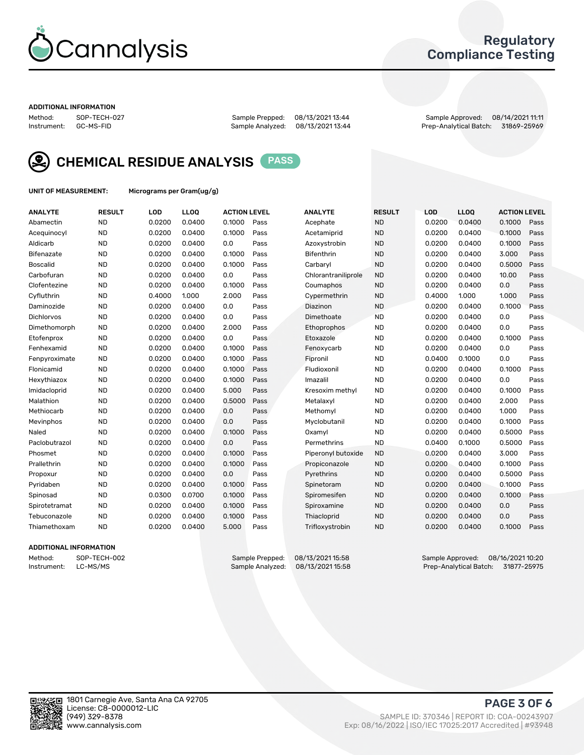# Cannalysis

## Regulatory Compliance Testing

### ADDITIONAL INFORMATION

Method: SOP-TECH-027
Instrument: GC-MS-FID
Sample Prepped: 08/13/2021 13:44
Sample Analyzed: 08/13/2021 13:44
Sample Approved: 08/14/2021 11:11
Prep-Analytical Batch: 31869-25969

## CHEMICAL RESIDUE ANALYSIS PASS

UNIT OF MEASUREMENT: Micrograms per Gram(ug/g)

| ANALYTE | RESULT | LOD | LLOQ | ACTION LEVEL | | ANALYTE | RESULT | LOD | LLOQ | ACTION LEVEL | |
|---|---|---|---|---|---|---|---|---|---|---|---|
| Abamectin | ND | 0.0200 | 0.0400 | 0.1000 | Pass | Acephate | ND | 0.0200 | 0.0400 | 0.1000 | Pass |
| Acequinocyl | ND | 0.0200 | 0.0400 | 0.1000 | Pass | Acetamiprid | ND | 0.0200 | 0.0400 | 0.1000 | Pass |
| Aldicarb | ND | 0.0200 | 0.0400 | 0.0 | Pass | Azoxystrobin | ND | 0.0200 | 0.0400 | 0.1000 | Pass |
| Bifenazate | ND | 0.0200 | 0.0400 | 0.1000 | Pass | Bifenthrin | ND | 0.0200 | 0.0400 | 3.000 | Pass |
| Boscalid | ND | 0.0200 | 0.0400 | 0.1000 | Pass | Carbaryl | ND | 0.0200 | 0.0400 | 0.5000 | Pass |
| Carbofuran | ND | 0.0200 | 0.0400 | 0.0 | Pass | Chlorantraniliprole | ND | 0.0200 | 0.0400 | 10.00 | Pass |
| Clofentezine | ND | 0.0200 | 0.0400 | 0.1000 | Pass | Coumaphos | ND | 0.0200 | 0.0400 | 0.0 | Pass |
| Cyfluthrin | ND | 0.4000 | 1.000 | 2.000 | Pass | Cypermethrin | ND | 0.4000 | 1.000 | 1.000 | Pass |
| Daminozide | ND | 0.0200 | 0.0400 | 0.0 | Pass | Diazinon | ND | 0.0200 | 0.0400 | 0.1000 | Pass |
| Dichlorvos | ND | 0.0200 | 0.0400 | 0.0 | Pass | Dimethoate | ND | 0.0200 | 0.0400 | 0.0 | Pass |
| Dimethomorph | ND | 0.0200 | 0.0400 | 2.000 | Pass | Ethoprophos | ND | 0.0200 | 0.0400 | 0.0 | Pass |
| Etofenprox | ND | 0.0200 | 0.0400 | 0.0 | Pass | Etoxazole | ND | 0.0200 | 0.0400 | 0.1000 | Pass |
| Fenhexamid | ND | 0.0200 | 0.0400 | 0.1000 | Pass | Fenoxycarb | ND | 0.0200 | 0.0400 | 0.0 | Pass |
| Fenpyroximate | ND | 0.0200 | 0.0400 | 0.1000 | Pass | Fipronil | ND | 0.0400 | 0.1000 | 0.0 | Pass |
| Flonicamid | ND | 0.0200 | 0.0400 | 0.1000 | Pass | Fludioxonil | ND | 0.0200 | 0.0400 | 0.1000 | Pass |
| Hexythiazox | ND | 0.0200 | 0.0400 | 0.1000 | Pass | Imazalil | ND | 0.0200 | 0.0400 | 0.0 | Pass |
| Imidacloprid | ND | 0.0200 | 0.0400 | 5.000 | Pass | Kresoxim methyl | ND | 0.0200 | 0.0400 | 0.1000 | Pass |
| Malathion | ND | 0.0200 | 0.0400 | 0.5000 | Pass | Metalaxyl | ND | 0.0200 | 0.0400 | 2.000 | Pass |
| Methiocarb | ND | 0.0200 | 0.0400 | 0.0 | Pass | Methomyl | ND | 0.0200 | 0.0400 | 1.000 | Pass |
| Mevinphos | ND | 0.0200 | 0.0400 | 0.0 | Pass | Myclobutanil | ND | 0.0200 | 0.0400 | 0.1000 | Pass |
| Naled | ND | 0.0200 | 0.0400 | 0.1000 | Pass | Oxamyl | ND | 0.0200 | 0.0400 | 0.5000 | Pass |
| Paclobutrazol | ND | 0.0200 | 0.0400 | 0.0 | Pass | Permethrins | ND | 0.0400 | 0.1000 | 0.5000 | Pass |
| Phosmet | ND | 0.0200 | 0.0400 | 0.1000 | Pass | Piperonyl butoxide | ND | 0.0200 | 0.0400 | 3.000 | Pass |
| Prallethrin | ND | 0.0200 | 0.0400 | 0.1000 | Pass | Propiconazole | ND | 0.0200 | 0.0400 | 0.1000 | Pass |
| Propoxur | ND | 0.0200 | 0.0400 | 0.0 | Pass | Pyrethrins | ND | 0.0200 | 0.0400 | 0.5000 | Pass |
| Pyridaben | ND | 0.0200 | 0.0400 | 0.1000 | Pass | Spinetoram | ND | 0.0200 | 0.0400 | 0.1000 | Pass |
| Spinosad | ND | 0.0300 | 0.0700 | 0.1000 | Pass | Spiromesifen | ND | 0.0200 | 0.0400 | 0.1000 | Pass |
| Spirotetramat | ND | 0.0200 | 0.0400 | 0.1000 | Pass | Spiroxamine | ND | 0.0200 | 0.0400 | 0.0 | Pass |
| Tebuconazole | ND | 0.0200 | 0.0400 | 0.1000 | Pass | Thiacloprid | ND | 0.0200 | 0.0400 | 0.0 | Pass |
| Thiamethoxam | ND | 0.0200 | 0.0400 | 5.000 | Pass | Trifloxystrobin | ND | 0.0200 | 0.0400 | 0.1000 | Pass |

### ADDITIONAL INFORMATION

Method: SOP-TECH-002
Instrument: LC-MS/MS
Sample Prepped: 08/13/2021 15:58
Sample Analyzed: 08/13/2021 15:58
Sample Approved: 08/16/2021 10:20
Prep-Analytical Batch: 31877-25975

1801 Carnegie Ave, Santa Ana CA 92705
License: C8-0000012-LIC
(949) 329-8378
www.cannalysis.com

SAMPLE ID: 370346 | REPORT ID: COA-00243907
Exp: 08/16/2022 | ISO/IEC 17025:2017 Accredited | #93948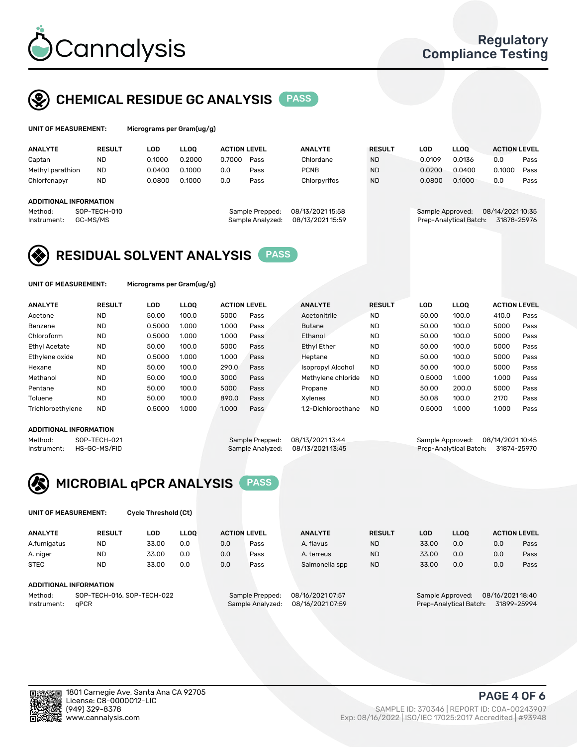# Cannalysis

**Regulatory Compliance Testing**

## CHEMICAL RESIDUE GC ANALYSIS PASS

**UNIT OF MEASUREMENT:** Micrograms per Gram(ug/g)

| ANALYTE | RESULT | LOD | LLOQ | ACTION LEVEL | | ANALYTE | RESULT | LOD | LLOQ | ACTION LEVEL | |
|---|---|---|---|---|---|---|---|---|---|---|---|
| Captan | ND | 0.1000 | 0.2000 | 0.7000 | Pass | Chlordane | ND | 0.0109 | 0.0136 | 0.0 | Pass |
| Methyl parathion | ND | 0.0400 | 0.1000 | 0.0 | Pass | PCNB | ND | 0.0200 | 0.0400 | 0.1000 | Pass |
| Chlorfenapyr | ND | 0.0800 | 0.1000 | 0.0 | Pass | Chlorpyrifos | ND | 0.0800 | 0.1000 | 0.0 | Pass |

**ADDITIONAL INFORMATION**

Method: SOP-TECH-010
Instrument: GC-MS/MS
Sample Prepped: 08/13/2021 15:58
Sample Analyzed: 08/13/2021 15:59
Sample Approved: 08/14/2021 10:35
Prep-Analytical Batch: 31878-25976

## RESIDUAL SOLVENT ANALYSIS PASS

**UNIT OF MEASUREMENT:** Micrograms per Gram(ug/g)

| ANALYTE | RESULT | LOD | LLOQ | ACTION LEVEL | | ANALYTE | RESULT | LOD | LLOQ | ACTION LEVEL | |
|---|---|---|---|---|---|---|---|---|---|---|---|
| Acetone | ND | 50.00 | 100.0 | 5000 | Pass | Acetonitrile | ND | 50.00 | 100.0 | 410.0 | Pass |
| Benzene | ND | 0.5000 | 1.000 | 1.000 | Pass | Butane | ND | 50.00 | 100.0 | 5000 | Pass |
| Chloroform | ND | 0.5000 | 1.000 | 1.000 | Pass | Ethanol | ND | 50.00 | 100.0 | 5000 | Pass |
| Ethyl Acetate | ND | 50.00 | 100.0 | 5000 | Pass | Ethyl Ether | ND | 50.00 | 100.0 | 5000 | Pass |
| Ethylene oxide | ND | 0.5000 | 1.000 | 1.000 | Pass | Heptane | ND | 50.00 | 100.0 | 5000 | Pass |
| Hexane | ND | 50.00 | 100.0 | 290.0 | Pass | Isopropyl Alcohol | ND | 50.00 | 100.0 | 5000 | Pass |
| Methanol | ND | 50.00 | 100.0 | 3000 | Pass | Methylene chloride | ND | 0.5000 | 1.000 | 1.000 | Pass |
| Pentane | ND | 50.00 | 100.0 | 5000 | Pass | Propane | ND | 50.00 | 200.0 | 5000 | Pass |
| Toluene | ND | 50.00 | 100.0 | 890.0 | Pass | Xylenes | ND | 50.08 | 100.0 | 2170 | Pass |
| Trichloroethylene | ND | 0.5000 | 1.000 | 1.000 | Pass | 1,2-Dichloroethane | ND | 0.5000 | 1.000 | 1.000 | Pass |

**ADDITIONAL INFORMATION**

Method: SOP-TECH-021
Instrument: HS-GC-MS/FID
Sample Prepped: 08/13/2021 13:44
Sample Analyzed: 08/13/2021 13:45
Sample Approved: 08/14/2021 10:45
Prep-Analytical Batch: 31874-25970

## MICROBIAL qPCR ANALYSIS PASS

**UNIT OF MEASUREMENT:** Cycle Threshold (Ct)

| ANALYTE | RESULT | LOD | LLOQ | ACTION LEVEL | | ANALYTE | RESULT | LOD | LLOQ | ACTION LEVEL | |
|---|---|---|---|---|---|---|---|---|---|---|---|
| A.fumigatus | ND | 33.00 | 0.0 | 0.0 | Pass | A. flavus | ND | 33.00 | 0.0 | 0.0 | Pass |
| A. niger | ND | 33.00 | 0.0 | 0.0 | Pass | A. terreus | ND | 33.00 | 0.0 | 0.0 | Pass |
| STEC | ND | 33.00 | 0.0 | 0.0 | Pass | Salmonella spp | ND | 33.00 | 0.0 | 0.0 | Pass |

**ADDITIONAL INFORMATION**

Method: SOP-TECH-016, SOP-TECH-022
Instrument: qPCR
Sample Prepped: 08/16/2021 07:57
Sample Analyzed: 08/16/2021 07:59
Sample Approved: 08/16/2021 18:40
Prep-Analytical Batch: 31899-25994

1801 Carnegie Ave, Santa Ana CA 92705
License: C8-0000012-LIC
(949) 329-8378
www.cannalysis.com

SAMPLE ID: 370346 | REPORT ID: COA-00243907
Exp: 08/16/2022 | ISO/IEC 17025:2017 Accredited | #93948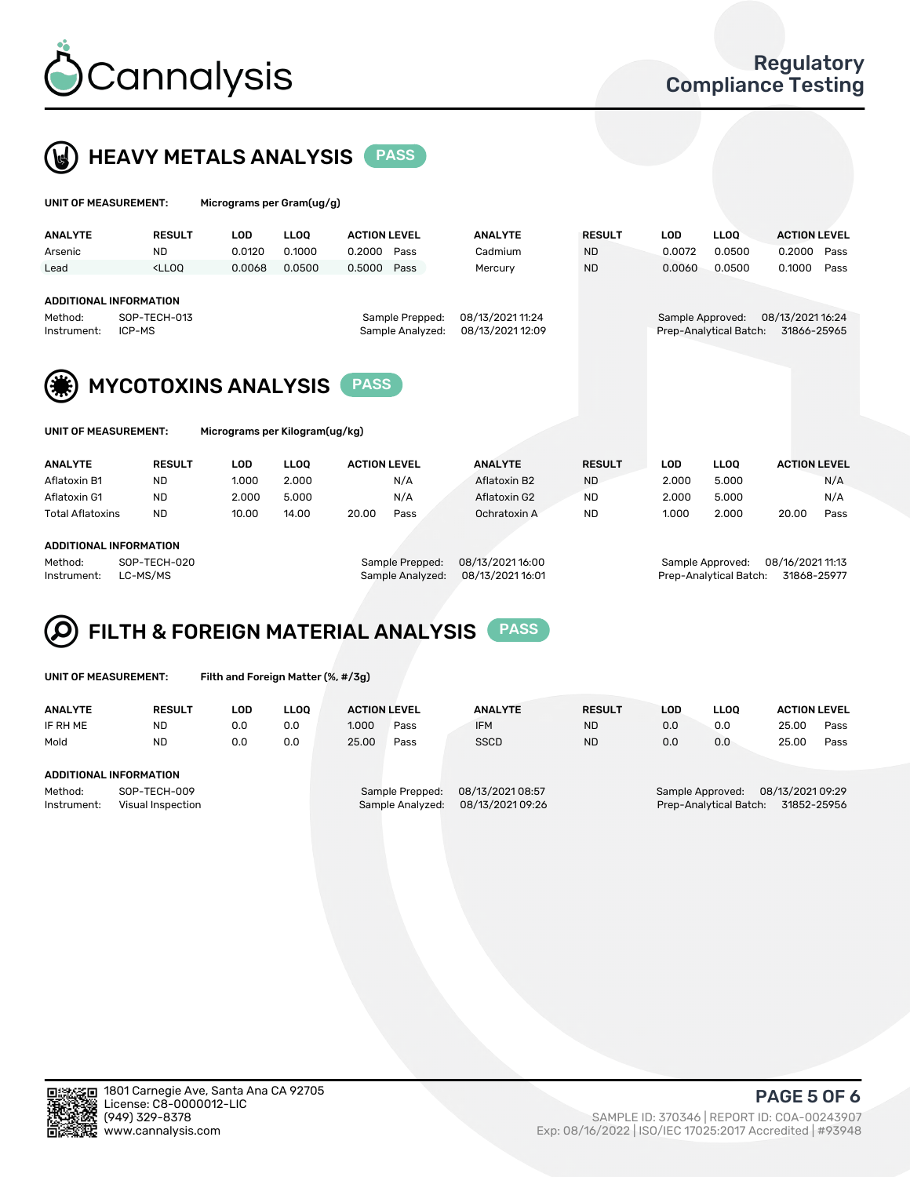# Cannalysis

Regulatory Compliance Testing

## HEAVY METALS ANALYSIS PASS

**UNIT OF MEASUREMENT:** Micrograms per Gram(ug/g)

| ANALYTE | RESULT | LOD | LLOQ | ACTION LEVEL | | ANALYTE | RESULT | LOD | LLOQ | ACTION LEVEL | |
|---|---|---|---|---|---|---|---|---|---|---|---|
| Arsenic | ND | 0.0120 | 0.1000 | 0.2000 | Pass | Cadmium | ND | 0.0072 | 0.0500 | 0.2000 | Pass |
| Lead | <LLOQ | 0.0068 | 0.0500 | 0.5000 | Pass | Mercury | ND | 0.0060 | 0.0500 | 0.1000 | Pass |

**ADDITIONAL INFORMATION**

Method: SOP-TECH-013
Instrument: ICP-MS

Sample Prepped: 08/13/2021 11:24
Sample Analyzed: 08/13/2021 12:09

Sample Approved: 08/13/2021 16:24
Prep-Analytical Batch: 31866-25965

## MYCOTOXINS ANALYSIS PASS

**UNIT OF MEASUREMENT:** Micrograms per Kilogram(ug/kg)

| ANALYTE | RESULT | LOD | LLOQ | ACTION LEVEL | | ANALYTE | RESULT | LOD | LLOQ | ACTION LEVEL | |
|---|---|---|---|---|---|---|---|---|---|---|---|
| Aflatoxin B1 | ND | 1.000 | 2.000 | | N/A | Aflatoxin B2 | ND | 2.000 | 5.000 | | N/A |
| Aflatoxin G1 | ND | 2.000 | 5.000 | | N/A | Aflatoxin G2 | ND | 2.000 | 5.000 | | N/A |
| Total Aflatoxins | ND | 10.00 | 14.00 | 20.00 | Pass | Ochratoxin A | ND | 1.000 | 2.000 | 20.00 | Pass |

**ADDITIONAL INFORMATION**

Method: SOP-TECH-020
Instrument: LC-MS/MS

Sample Prepped: 08/13/2021 16:00
Sample Analyzed: 08/13/2021 16:01

Sample Approved: 08/16/2021 11:13
Prep-Analytical Batch: 31868-25977

## FILTH & FOREIGN MATERIAL ANALYSIS PASS

**UNIT OF MEASUREMENT:** Filth and Foreign Matter (%, #/3g)

| ANALYTE | RESULT | LOD | LLOQ | ACTION LEVEL | | ANALYTE | RESULT | LOD | LLOQ | ACTION LEVEL | |
|---|---|---|---|---|---|---|---|---|---|---|---|
| IF RH ME | ND | 0.0 | 0.0 | 1.000 | Pass | IFM | ND | 0.0 | 0.0 | 25.00 | Pass |
| Mold | ND | 0.0 | 0.0 | 25.00 | Pass | SSCD | ND | 0.0 | 0.0 | 25.00 | Pass |

**ADDITIONAL INFORMATION**

Method: SOP-TECH-009
Instrument: Visual Inspection

Sample Prepped: 08/13/2021 08:57
Sample Analyzed: 08/13/2021 09:26

Sample Approved: 08/13/2021 09:29
Prep-Analytical Batch: 31852-25956

1801 Carnegie Ave, Santa Ana CA 92705
License: C8-0000012-LIC
(949) 329-8378
www.cannalysis.com

SAMPLE ID: 370346 | REPORT ID: COA-00243907
Exp: 08/16/2022 | ISO/IEC 17025:2017 Accredited | #93948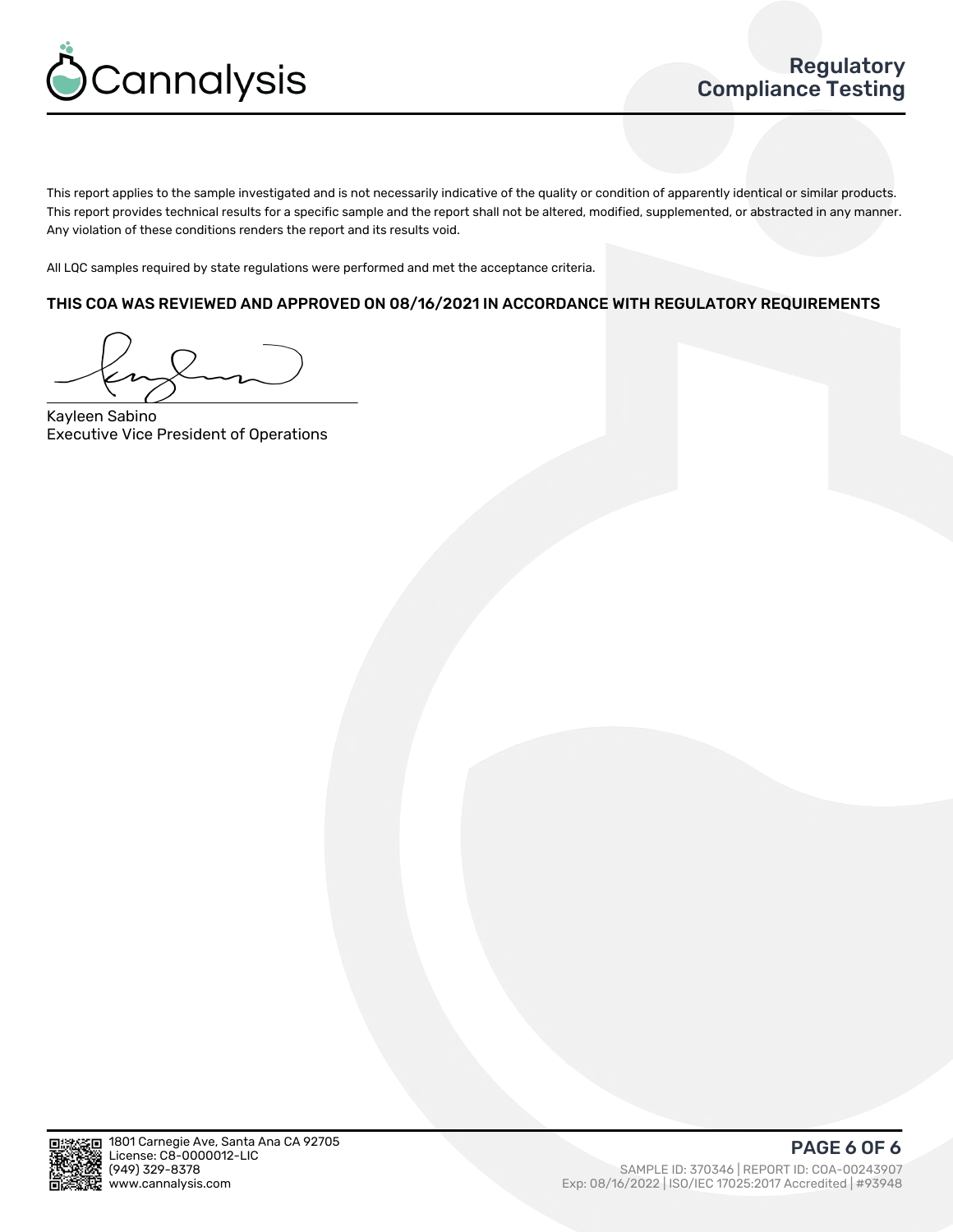This report applies to the sample investigated and is not necessarily indicative of the quality or condition of apparently identical or similar products. This report provides technical results for a specific sample and the report shall not be altered, modified, supplemented, or abstracted in any manner. Any violation of these conditions renders the report and its results void.

All LQC samples required by state regulations were performed and met the acceptance criteria.

**THIS COA WAS REVIEWED AND APPROVED ON 08/16/2021 IN ACCORDANCE WITH REGULATORY REQUIREMENTS**

Kayleen Sabino
Executive Vice President of Operations

1801 Carnegie Ave, Santa Ana CA 92705
License: C8-0000012-LIC
(949) 329-8378
www.cannalysis.com

SAMPLE ID: 370346 | REPORT ID: COA-00243907
Exp: 08/16/2022 | ISO/IEC 17025:2017 Accredited | #93948